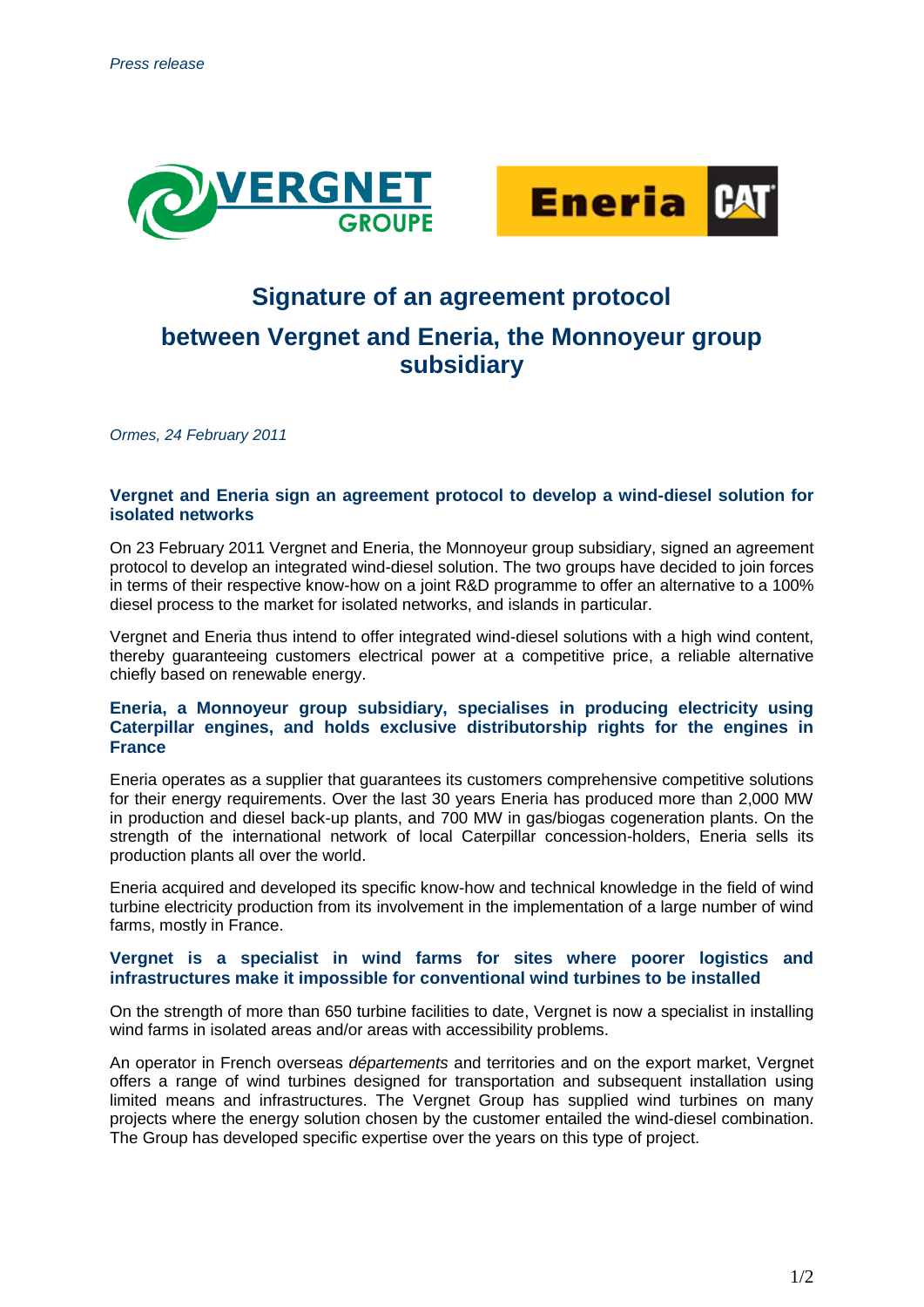*Press release*

# Signature of an agreement protocol

# between Vergnet and Eneria, the Monnoyeur group subsidiary

*Ormes, 24 February 2011*

### Vergnet and Eneria sign an agreement protocol to develop a wind-diesel solution for isolated networks

On 23 February 2011 Vergnet and Eneria, the Monnoyeur group subsidiary, signed an agreement protocol to develop an integrated wind-diesel solution. The two groups have decided to join forces in terms of their respective know-how on a joint R&D programme to offer an alternative to a 100% diesel process to the market for isolated networks, and islands in particular.

Vergnet and Eneria thus intend to offer integrated wind-diesel solutions with a high wind content, thereby guaranteeing customers electrical power at a competitive price, a reliable alternative chiefly based on renewable energy.

### Eneria, a Monnoyeur group subsidiary, specialises in producing electricity using Caterpillar engines, and holds exclusive distributorship rights for the engines in France

Eneria operates as a supplier that guarantees its customers comprehensive competitive solutions for their energy requirements. Over the last 30 years Eneria has produced more than 2,000 MW in production and diesel back-up plants, and 700 MW in gas/biogas cogeneration plants. On the strength of the international network of local Caterpillar concession-holders, Eneria sells its production plants all over the world.

Eneria acquired and developed its specific know-how and technical knowledge in the field of wind turbine electricity production from its involvement in the implementation of a large number of wind farms, mostly in France.

### Vergnet is a specialist in wind farms for sites where poorer logistics and infrastructures make it impossible for conventional wind turbines to be installed

On the strength of more than 650 turbine facilities to date, Vergnet is now a specialist in installing wind farms in isolated areas and/or areas with accessibility problems.

An operator in French overseas *départements* and territories and on the export market, Vergnet offers a range of wind turbines designed for transportation and subsequent installation using limited means and infrastructures. The Vergnet Group has supplied wind turbines on many projects where the energy solution chosen by the customer entailed the wind-diesel combination. The Group has developed specific expertise over the years on this type of project.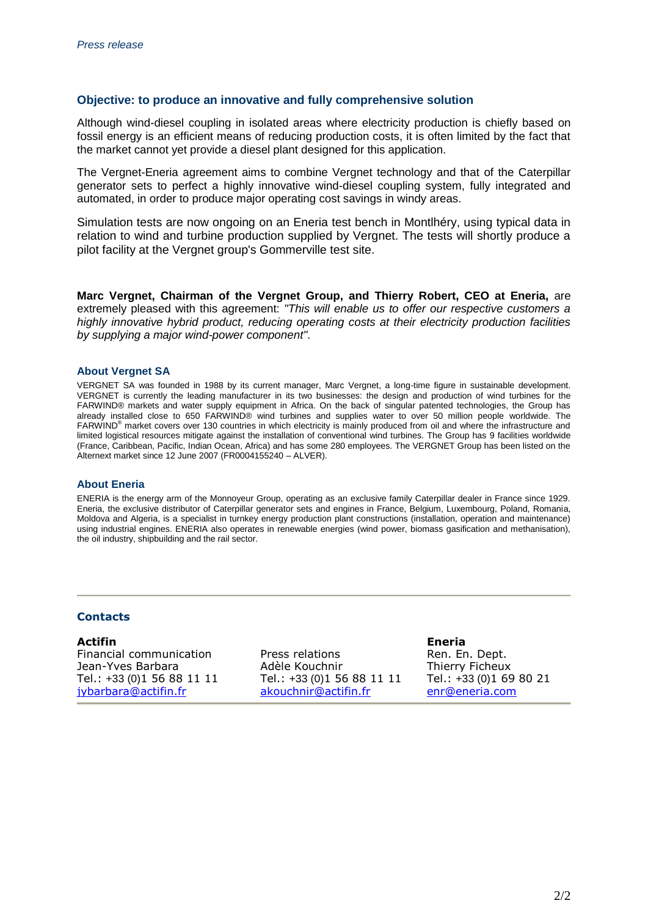*Press release*

## Objective: to produce an innovative and fully comprehensive solution

Although wind-diesel coupling in isolated areas where electricity production is chiefly based on fossil energy is an efficient means of reducing production costs, it is often limited by the fact that the market cannot yet provide a diesel plant designed for this application.

The Vergnet-Eneria agreement aims to combine Vergnet technology and that of the Caterpillar generator sets to perfect a highly innovative wind-diesel coupling system, fully integrated and automated, in order to produce major operating cost savings in windy areas.

Simulation tests are now ongoing on an Eneria test bench in Montlhéry, using typical data in relation to wind and turbine production supplied by Vergnet. The tests will shortly produce a pilot facility at the Vergnet group's Gommerville test site.

**Marc Vergnet, Chairman of the Vergnet Group, and Thierry Robert, CEO at Eneria,** are extremely pleased with this agreement: *"This will enable us to offer our respective customers a highly innovative hybrid product, reducing operating costs at their electricity production facilities by supplying a major wind-power component"*.

### About Vergnet SA

VERGNET SA was founded in 1988 by its current manager, Marc Vergnet, a long-time figure in sustainable development. VERGNET is currently the leading manufacturer in its two businesses: the design and production of wind turbines for the FARWIND® markets and water supply equipment in Africa. On the back of singular patented technologies, the Group has already installed close to 650 FARWIND® wind turbines and supplies water to over 50 million people worldwide. The FARWIND® market covers over 130 countries in which electricity is mainly produced from oil and where the infrastructure and limited logistical resources mitigate against the installation of conventional wind turbines. The Group has 9 facilities worldwide (France, Caribbean, Pacific, Indian Ocean, Africa) and has some 280 employees. The VERGNET Group has been listed on the Alternext market since 12 June 2007 (FR0004155240 – ALVER).

### About Eneria

ENERIA is the energy arm of the Monnoyeur Group, operating as an exclusive family Caterpillar dealer in France since 1929. Eneria, the exclusive distributor of Caterpillar generator sets and engines in France, Belgium, Luxembourg, Poland, Romania, Moldova and Algeria, is a specialist in turnkey energy production plant constructions (installation, operation and maintenance) using industrial engines. ENERIA also operates in renewable energies (wind power, biomass gasification and methanisation), the oil industry, shipbuilding and the rail sector.

---

### Contacts

**Actifin**
Financial communication
Jean-Yves Barbara
Tel.: +33 (0)1 56 88 11 11
jybarbara@actifin.fr

Press relations
Adèle Kouchnir
Tel.: +33 (0)1 56 88 11 11
akouchnir@actifin.fr

**Eneria**
Ren. En. Dept.
Thierry Ficheux
Tel.: +33 (0)1 69 80 21
enr@eneria.com